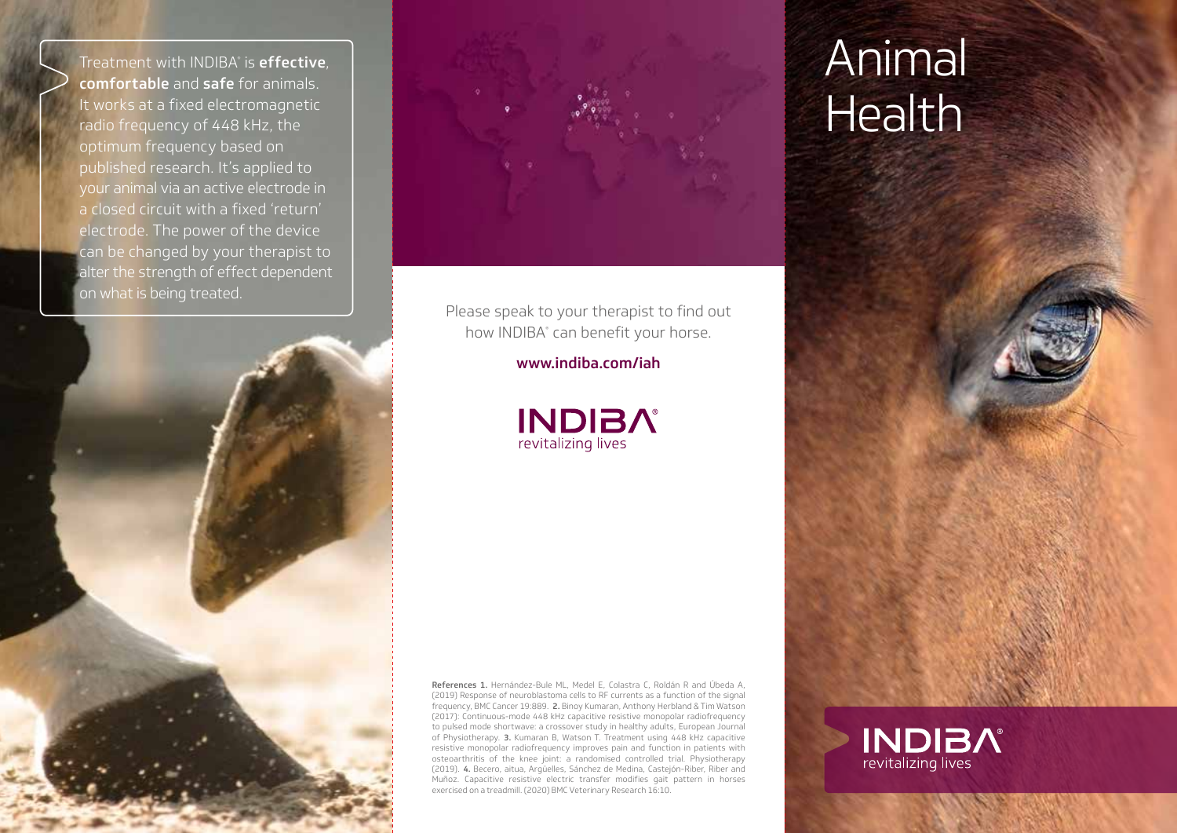Treatment with INDIBA® is **effective**, **comfortable** and **safe** for animals. It works at a fixed electromagnetic radio frequency of 448 kHz, the optimum frequency based on published research. It's applied to your animal via an active electrode in a closed circuit with a fixed 'return' electrode. The power of the device can be changed by your therapist to alter the strength of effect dependent on what is being treated.

Please speak to your therapist to find out how INDIBA® can benefit your horse.

**www.indiba.com/iah**

INDIBA®
revitalizing lives

**References 1.** Hernández-Bule ML, Medel E, Colastra C, Roldán R and Úbeda A, (2019) Response of neuroblastoma cells to RF currents as a function of the signal frequency, BMC Cancer 19:889. **2.** Binoy Kumaran, Anthony Herbland & Tim Watson (2017): Continuous-mode 448 kHz capacitive resistive monopolar radiofrequency to pulsed mode shortwave: a crossover study in healthy adults, European Journal of Physiotherapy. **3.** Kumaran B, Watson T. Treatment using 448 kHz capacitive resistive monopolar radiofrequency improves pain and function in patients with osteoarthritis of the knee joint: a randomised controlled trial. Physiotherapy (2019). **4.** Becero, aitua, Argüelles, Sánchez de Medina, Castejón-Riber, Riber and Muñoz. Capacitive resistive electric transfer modifies gait pattern in horses exercised on a treadmill. (2020) BMC Veterinary Research 16:10.

# Animal Health

INDIBA®
revitalizing lives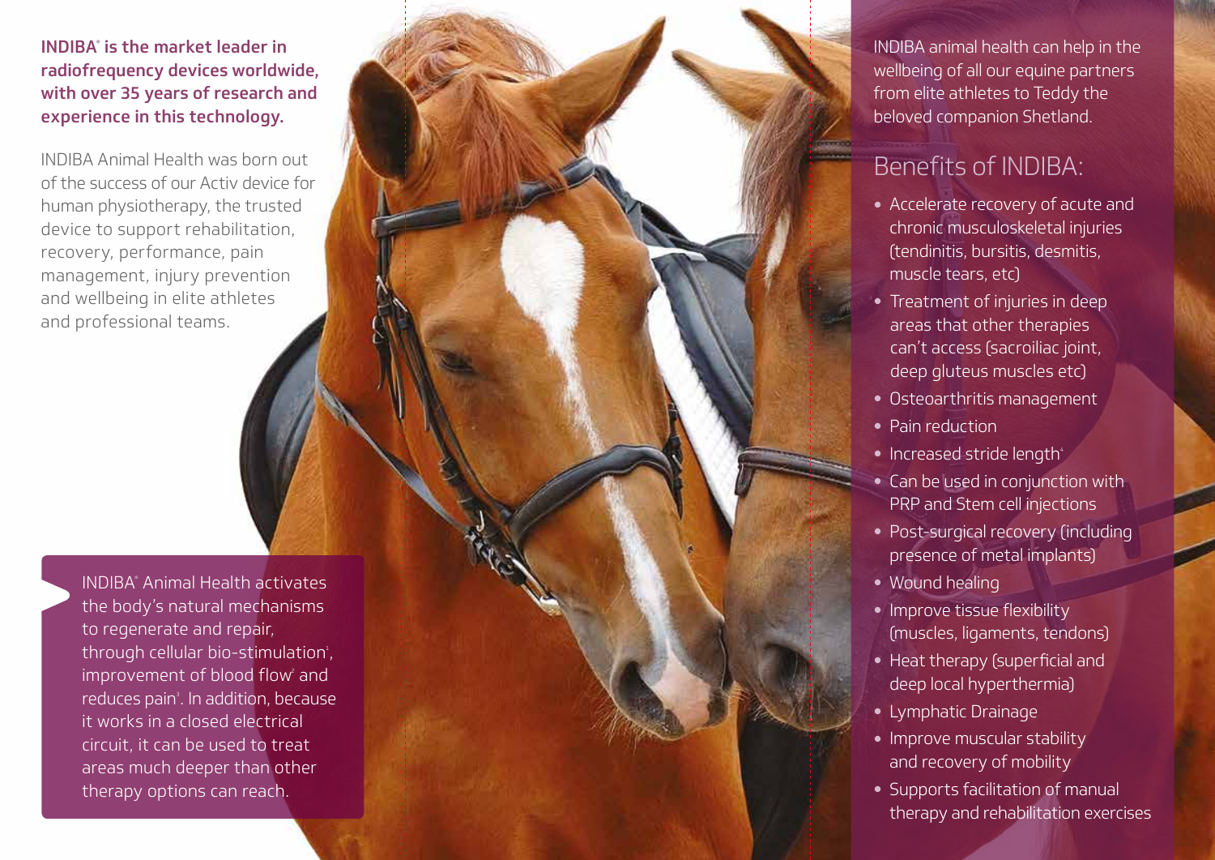**INDIBA® is the market leader in radiofrequency devices worldwide, with over 35 years of research and experience in this technology.**

INDIBA Animal Health was born out of the success of our Activ device for human physiotherapy, the trusted device to support rehabilitation, recovery, performance, pain management, injury prevention and wellbeing in elite athletes and professional teams.

INDIBA® Animal Health activates the body's natural mechanisms to regenerate and repair, through cellular bio-stimulation[1], improvement of blood flow[2] and reduces pain[3]. In addition, because it works in a closed electrical circuit, it can be used to treat areas much deeper than other therapy options can reach.

INDIBA animal health can help in the wellbeing of all our equine partners from elite athletes to Teddy the beloved companion Shetland.

## Benefits of INDIBA:

- Accelerate recovery of acute and chronic musculoskeletal injuries (tendinitis, bursitis, desmitis, muscle tears, etc)
- Treatment of injuries in deep areas that other therapies can't access (sacroiliac joint, deep gluteus muscles etc)
- Osteoarthritis management
- Pain reduction
- Increased stride length[4]
- Can be used in conjunction with PRP and Stem cell injections
- Post-surgical recovery (including presence of metal implants)
- Wound healing
- Improve tissue flexibility (muscles, ligaments, tendons)
- Heat therapy (superficial and deep local hyperthermia)
- Lymphatic Drainage
- Improve muscular stability and recovery of mobility
- Supports facilitation of manual therapy and rehabilitation exercises